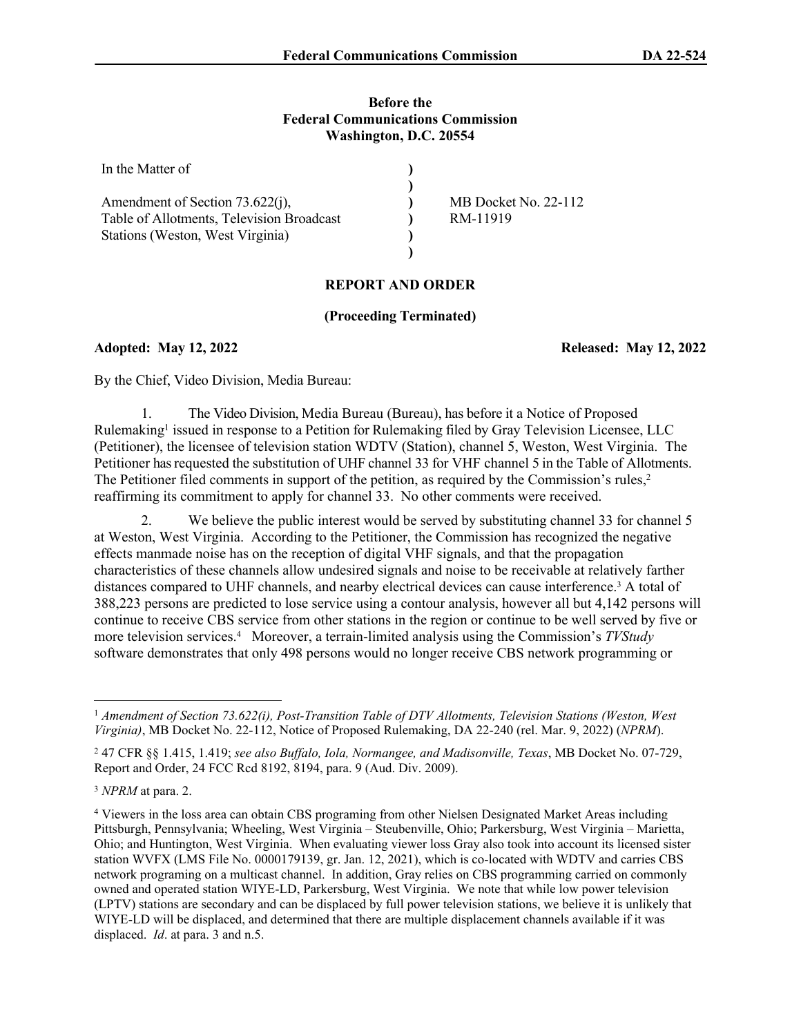**Before the**
**Federal Communications Commission**
**Washington, D.C. 20554**

| In the Matter of | ) | |
|---|---|---|
| | ) | |
| Amendment of Section 73.622(j), Table of Allotments, Television Broadcast Stations (Weston, West Virginia) | ) | MB Docket No. 22-112 RM-11919 |
| | ) | |

## REPORT AND ORDER

**(Proceeding Terminated)**

**Adopted: May 12, 2022** **Released: May 12, 2022**

By the Chief, Video Division, Media Bureau:

1. The Video Division, Media Bureau (Bureau), has before it a Notice of Proposed Rulemaking[1] issued in response to a Petition for Rulemaking filed by Gray Television Licensee, LLC (Petitioner), the licensee of television station WDTV (Station), channel 5, Weston, West Virginia. The Petitioner has requested the substitution of UHF channel 33 for VHF channel 5 in the Table of Allotments. The Petitioner filed comments in support of the petition, as required by the Commission's rules,[2] reaffirming its commitment to apply for channel 33. No other comments were received.

2. We believe the public interest would be served by substituting channel 33 for channel 5 at Weston, West Virginia. According to the Petitioner, the Commission has recognized the negative effects manmade noise has on the reception of digital VHF signals, and that the propagation characteristics of these channels allow undesired signals and noise to be receivable at relatively farther distances compared to UHF channels, and nearby electrical devices can cause interference.[3] A total of 388,223 persons are predicted to lose service using a contour analysis, however all but 4,142 persons will continue to receive CBS service from other stations in the region or continue to be well served by five or more television services.[4] Moreover, a terrain-limited analysis using the Commission's *TVStudy* software demonstrates that only 498 persons would no longer receive CBS network programming or

---

[1] *Amendment of Section 73.622(i), Post-Transition Table of DTV Allotments, Television Stations (Weston, West Virginia)*, MB Docket No. 22-112, Notice of Proposed Rulemaking, DA 22-240 (rel. Mar. 9, 2022) (*NPRM*).

[2] 47 CFR §§ 1.415, 1.419; *see also Buffalo, Iola, Normangee, and Madisonville, Texas*, MB Docket No. 07-729, Report and Order, 24 FCC Rcd 8192, 8194, para. 9 (Aud. Div. 2009).

[3] *NPRM* at para. 2.

[4] Viewers in the loss area can obtain CBS programing from other Nielsen Designated Market Areas including Pittsburgh, Pennsylvania; Wheeling, West Virginia – Steubenville, Ohio; Parkersburg, West Virginia – Marietta, Ohio; and Huntington, West Virginia. When evaluating viewer loss Gray also took into account its licensed sister station WVFX (LMS File No. 0000179139, gr. Jan. 12, 2021), which is co-located with WDTV and carries CBS network programing on a multicast channel. In addition, Gray relies on CBS programming carried on commonly owned and operated station WIYE-LD, Parkersburg, West Virginia. We note that while low power television (LPTV) stations are secondary and can be displaced by full power television stations, we believe it is unlikely that WIYE-LD will be displaced, and determined that there are multiple displacement channels available if it was displaced. *Id*. at para. 3 and n.5.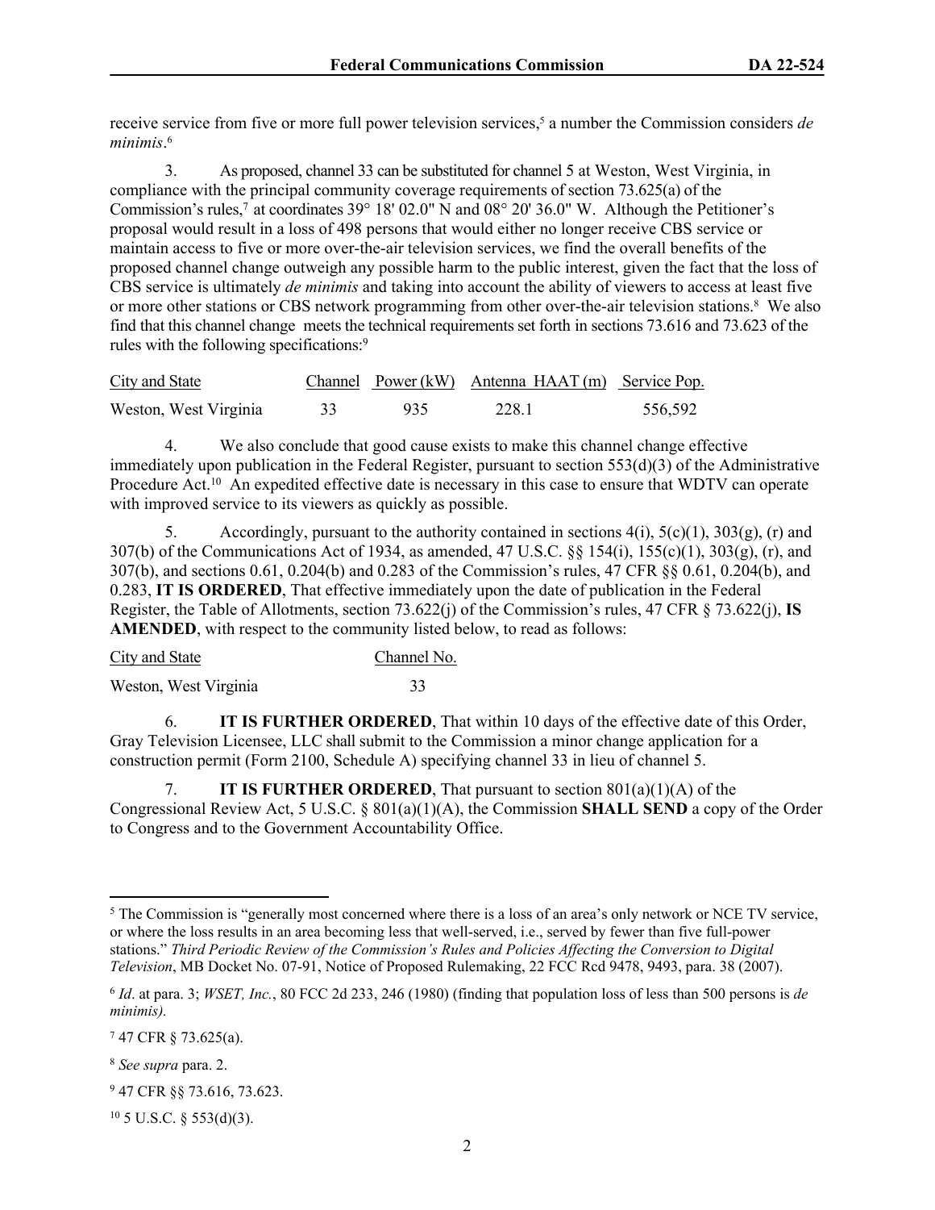receive service from five or more full power television services,[5] a number the Commission considers *de minimis*.[6]

3. As proposed, channel 33 can be substituted for channel 5 at Weston, West Virginia, in compliance with the principal community coverage requirements of section 73.625(a) of the Commission's rules,[7] at coordinates 39° 18' 02.0" N and 08° 20' 36.0" W. Although the Petitioner's proposal would result in a loss of 498 persons that would either no longer receive CBS service or maintain access to five or more over-the-air television services, we find the overall benefits of the proposed channel change outweigh any possible harm to the public interest, given the fact that the loss of CBS service is ultimately *de minimis* and taking into account the ability of viewers to access at least five or more other stations or CBS network programming from other over-the-air television stations.[8] We also find that this channel change meets the technical requirements set forth in sections 73.616 and 73.623 of the rules with the following specifications:[9]

| City and State | Channel | Power (kW) | Antenna HAAT (m) | Service Pop. |
|---|---|---|---|---|
| Weston, West Virginia | 33 | 935 | 228.1 | 556,592 |

4. We also conclude that good cause exists to make this channel change effective immediately upon publication in the Federal Register, pursuant to section 553(d)(3) of the Administrative Procedure Act.[10] An expedited effective date is necessary in this case to ensure that WDTV can operate with improved service to its viewers as quickly as possible.

5. Accordingly, pursuant to the authority contained in sections 4(i), 5(c)(1), 303(g), (r) and 307(b) of the Communications Act of 1934, as amended, 47 U.S.C. §§ 154(i), 155(c)(1), 303(g), (r), and 307(b), and sections 0.61, 0.204(b) and 0.283 of the Commission's rules, 47 CFR §§ 0.61, 0.204(b), and 0.283, **IT IS ORDERED**, That effective immediately upon the date of publication in the Federal Register, the Table of Allotments, section 73.622(j) of the Commission's rules, 47 CFR § 73.622(j), **IS AMENDED**, with respect to the community listed below, to read as follows:

| City and State | Channel No. |
|---|---|
| Weston, West Virginia | 33 |

6. **IT IS FURTHER ORDERED**, That within 10 days of the effective date of this Order, Gray Television Licensee, LLC shall submit to the Commission a minor change application for a construction permit (Form 2100, Schedule A) specifying channel 33 in lieu of channel 5.

7. **IT IS FURTHER ORDERED**, That pursuant to section 801(a)(1)(A) of the Congressional Review Act, 5 U.S.C. § 801(a)(1)(A), the Commission **SHALL SEND** a copy of the Order to Congress and to the Government Accountability Office.

---

[5] The Commission is "generally most concerned where there is a loss of an area's only network or NCE TV service, or where the loss results in an area becoming less that well-served, i.e., served by fewer than five full-power stations." *Third Periodic Review of the Commission's Rules and Policies Affecting the Conversion to Digital Television*, MB Docket No. 07-91, Notice of Proposed Rulemaking, 22 FCC Rcd 9478, 9493, para. 38 (2007).

[6] *Id*. at para. 3; *WSET, Inc.*, 80 FCC 2d 233, 246 (1980) (finding that population loss of less than 500 persons is *de minimis).*

[7] 47 CFR § 73.625(a).

[8] *See supra* para. 2.

[9] 47 CFR §§ 73.616, 73.623.

[10] 5 U.S.C. § 553(d)(3).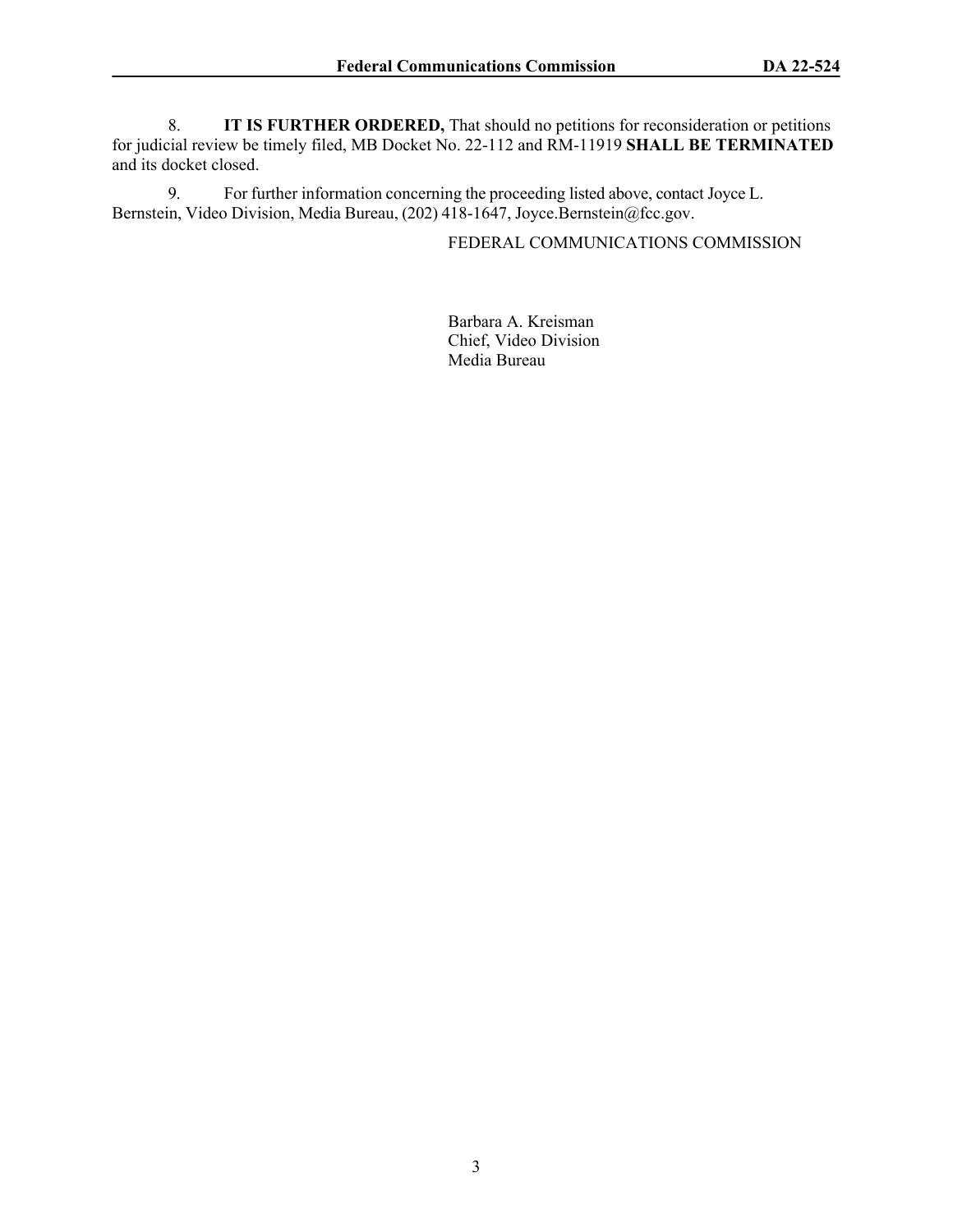8. **IT IS FURTHER ORDERED,** That should no petitions for reconsideration or petitions for judicial review be timely filed, MB Docket No. 22-112 and RM-11919 **SHALL BE TERMINATED** and its docket closed.

9. For further information concerning the proceeding listed above, contact Joyce L. Bernstein, Video Division, Media Bureau, (202) 418-1647, Joyce.Bernstein@fcc.gov.

FEDERAL COMMUNICATIONS COMMISSION

Barbara A. Kreisman
Chief, Video Division
Media Bureau